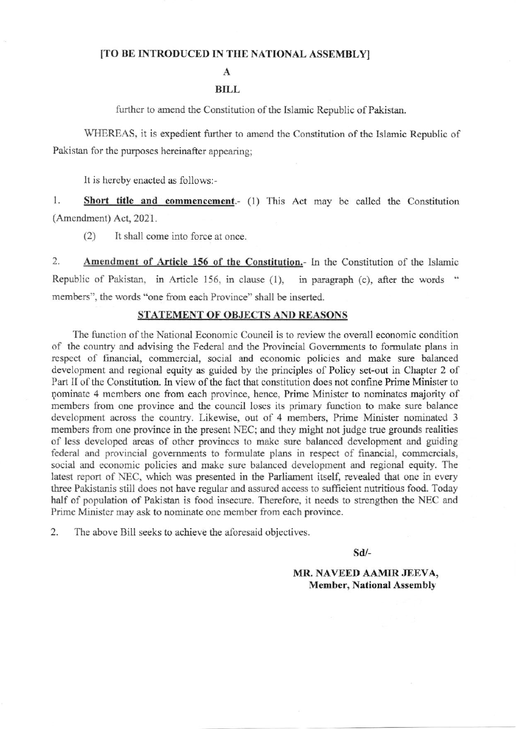**[TO BE INTRODUCED IN THE NATIONAL ASSEMBLY]**

**A**

**BILL**

further to amend the Constitution of the Islamic Republic of Pakistan.

WHEREAS, it is expedient further to amend the Constitution of the Islamic Republic of Pakistan for the purposes hereinafter appearing;

It is hereby enacted as follows:-

1. **Short title and commencement**.- (1) This Act may be called the Constitution (Amendment) Act, 2021.

(2) It shall come into force at once.

2. **Amendment of Article 156 of the Constitution.**- In the Constitution of the Islamic Republic of Pakistan, in Article 156, in clause (1), in paragraph (c), after the words " members", the words "one from each Province" shall be inserted.

**STATEMENT OF OBJECTS AND REASONS**

The function of the National Economic Council is to review the overall economic condition of the country and advising the Federal and the Provincial Governments to formulate plans in respect of financial, commercial, social and economic policies and make sure balanced development and regional equity as guided by the principles of Policy set-out in Chapter 2 of Part II of the Constitution. **In view of the fact that constitution does not confine Prime Minister to nominate 4 members one from each province, hence, Prime Minister to nominates majority of** members from one province and the council loses its primary function to make sure balance development across the country. Likewise, out of 4 members, Prime Minister nominated 3 members from one province in the present NEC; and they might not judge true grounds realities of less developed areas of other provinces to make sure balanced development and guiding federal and provincial governments to formulate plans in respect of financial, commercials, social and economic policies and make sure balanced development and regional equity. The latest report of NEC, which was presented in the Parliament itself, revealed that one in every three Pakistanis still does not have regular and assured access to sufficient nutritious food. Today half of population of Pakistan is food insecure. Therefore, it needs to strengthen the NEC and Prime Minister may ask to nominate one member from each province.

2. The above Bill seeks to achieve the aforesaid objectives.

**Sd/-**

**MR. NAVEED AAMIR JEEVA,**
**Member, National Assembly**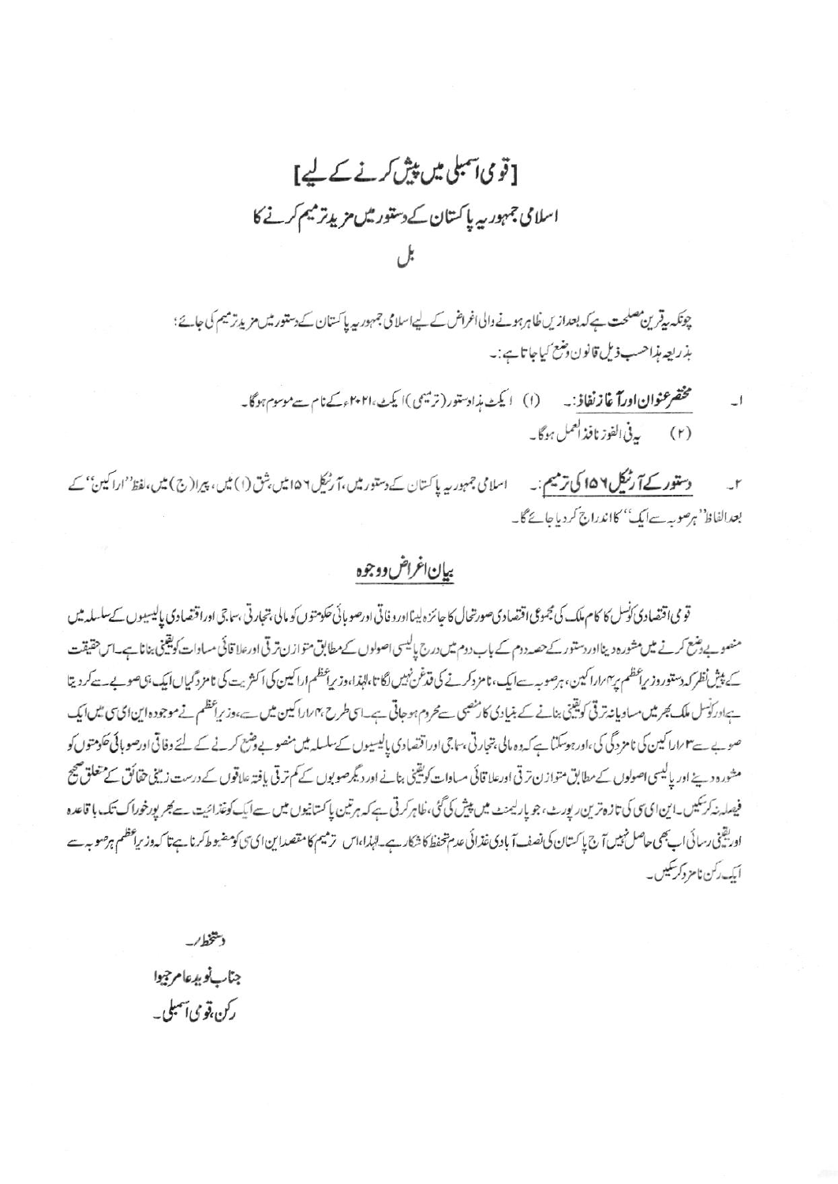[قومی اسمبلی میں پیش کرنے کے لیے]

# اسلامی جمہوریہ پاکستان کے دستور میں مزید ترمیم کرنے کا

# بل

چونکہ یہ قرین مصلحت ہے کہ بعدازیں ظاہر ہونے والی اغراض کے لیے اسلامی جمہوریہ پاکستان کے دستور میں مزید ترمیم کی جائے؛

بذریعہ ہذا حسب ذیل قانون وضع کیا جاتا ہے:۔

۱۔ **مختصر عنوان اور آغاز نفاذ:۔** (۱) ایکٹ ہذا دستور (ترمیمی) ایکٹ، ۲۰۲۱ء کے نام سے موسوم ہوگا۔

(۲) یہ فی الفور نافذ العمل ہوگا۔

۲۔ **دستور کے آرٹیکل ۱۵۶ کی ترمیم:۔** اسلامی جمہوریہ پاکستان کے دستور میں، آرٹیکل ۱۵۶ میں، شق (۱) میں، پیرا (ج) میں، لفظ ''اراکین'' کے بعد الفاظ ''ہر صوبہ سے ایک'' کا اندراج کر دیا جائے گا۔

## بیان اغراض و وجوہ

قومی اقتصادی کونسل کا کام ملک کی مجموعی اقتصادی صورتحال کا جائزہ لینا اور وفاقی اور صوبائی حکومتوں کو مالی، تجارتی، سماجی اور اقتصادی پالیسیوں کے سلسلہ میں منصوبے وضع کرنے میں مشورہ دینا اور دستور کے حصہ دوم کے باب دوم میں درج پالیسی اصولوں کے مطابق متوازن ترقی اور علاقائی مساوات کو یقینی بنانا ہے۔ اس حقیقت کے پیش نظر کہ دستور وزیراعظم پر ۴ اراکین، ہر صوبہ سے ایک، نامزد کرنے کی قدغن نہیں لگاتا، لہٰذا، وزیراعظم اراکین کی اکثریت کی نامزدگیاں ایک ہی صوبے سے کر دیتا ہے اور کونسل ملک بھر میں مساویانہ ترقی کو یقینی بنانے کے بنیادی کار منصبی سے محروم ہو جاتی ہے۔ اسی طرح، ۴ اراکین میں سے، وزیراعظم نے موجودہ این ای سی میں ایک صوبے سے ۳ اراکین کی نامزدگی کی، اور ہو سکتا ہے کہ وہ مالی، تجارتی، سماجی اور اقتصادی پالیسیوں کے سلسلہ میں منصوبے وضع کرنے کے لئے وفاقی اور صوبائی حکومتوں کو مشورہ دینے اور پالیسی اصولوں کے مطابق متوازن ترقی اور علاقائی مساوات کو یقینی بنانے اور دیگر صوبوں کے کم ترقی یافتہ علاقوں کے درست زمینی حقائق کے متعلق صحیح فیصلہ نہ کر سکیں۔ این ای سی کی تازہ ترین رپورٹ، جو پارلیمنٹ میں پیش کی گئی، ظاہر کرتی ہے کہ ہر تین پاکستانیوں میں سے ایک کو غذائیت سے بھرپور خوراک تک باقاعدہ اور یقینی رسائی اب بھی حاصل نہیں آج پاکستان کی نصف آبادی غذائی عدم تحفظ کا شکار ہے۔ لہٰذا، اس ترمیم کا مقصد این ای سی کو مضبوط کرنا ہے تاکہ وزیراعظم ہر صوبہ سے ایک رکن نامزد کر سکیں۔

دستخط/۔

جناب نوید عامر جیوا

رکن، قومی اسمبلی۔